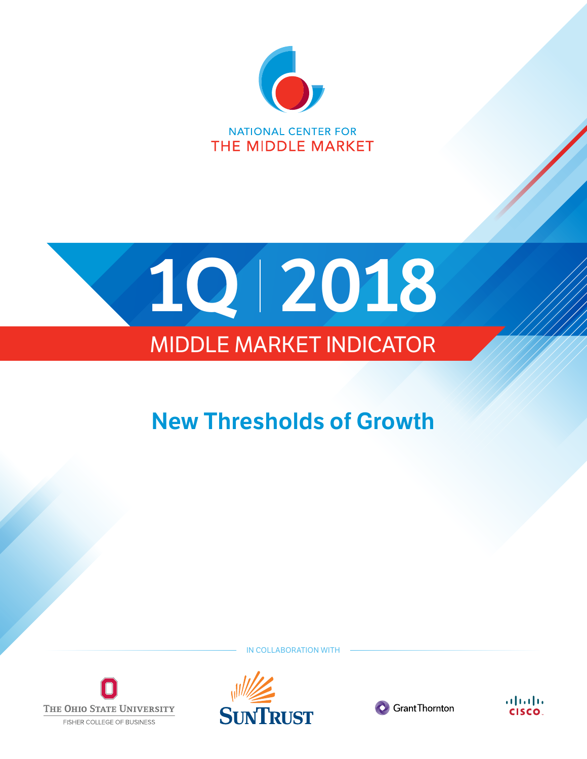NATIONAL CENTER FOR
THE MIDDLE MARKET

# 1Q | 2018

## MIDDLE MARKET INDICATOR

## New Thresholds of Growth

IN COLLABORATION WITH

The Ohio State University
Fisher College of Business

SunTrust

Grant Thornton

Cisco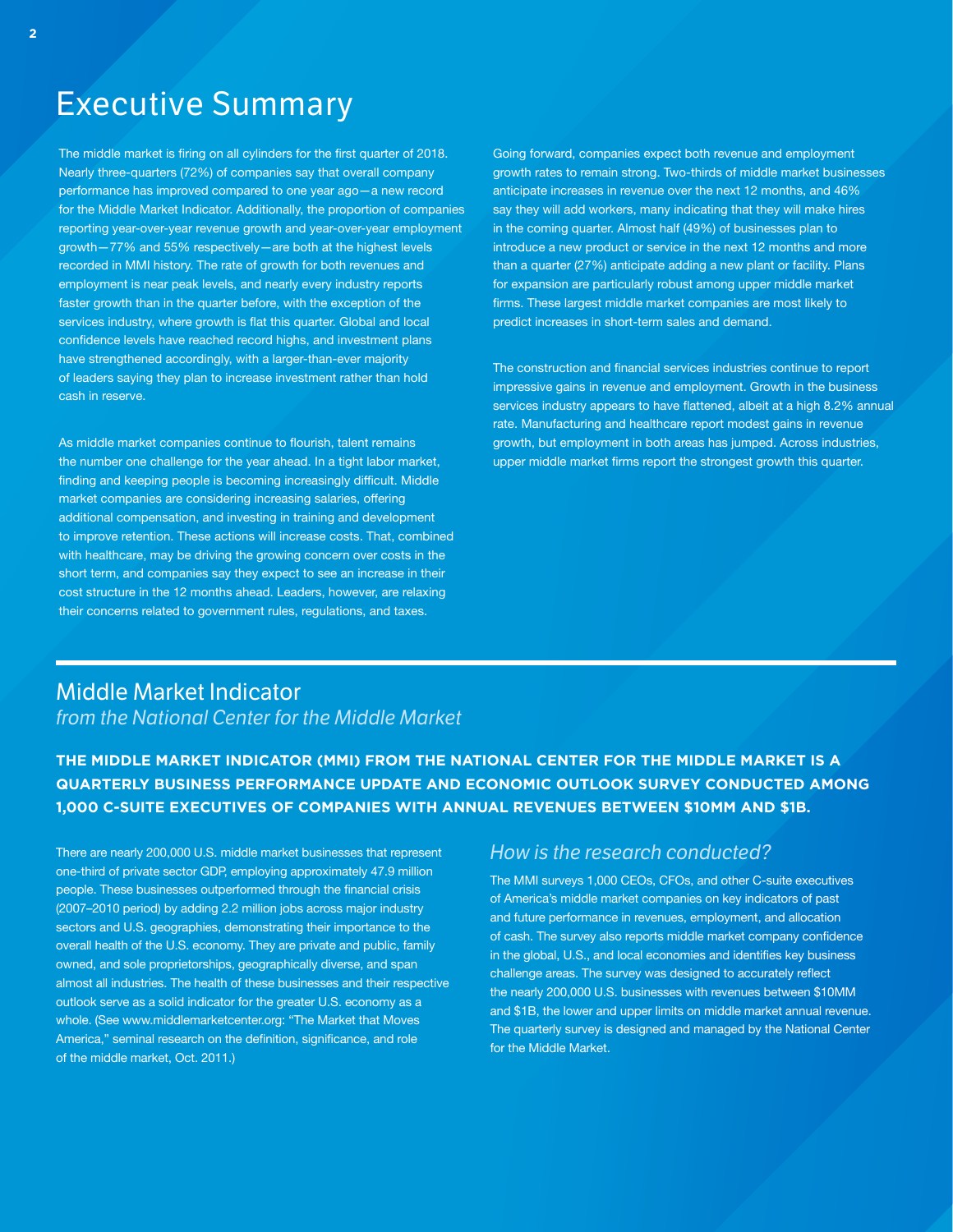# Executive Summary

The middle market is firing on all cylinders for the first quarter of 2018. Nearly three-quarters (72%) of companies say that overall company performance has improved compared to one year ago—a new record for the Middle Market Indicator. Additionally, the proportion of companies reporting year-over-year revenue growth and year-over-year employment growth—77% and 55% respectively—are both at the highest levels recorded in MMI history. The rate of growth for both revenues and employment is near peak levels, and nearly every industry reports faster growth than in the quarter before, with the exception of the services industry, where growth is flat this quarter. Global and local confidence levels have reached record highs, and investment plans have strengthened accordingly, with a larger-than-ever majority of leaders saying they plan to increase investment rather than hold cash in reserve.

As middle market companies continue to flourish, talent remains the number one challenge for the year ahead. In a tight labor market, finding and keeping people is becoming increasingly difficult. Middle market companies are considering increasing salaries, offering additional compensation, and investing in training and development to improve retention. These actions will increase costs. That, combined with healthcare, may be driving the growing concern over costs in the short term, and companies say they expect to see an increase in their cost structure in the 12 months ahead. Leaders, however, are relaxing their concerns related to government rules, regulations, and taxes.

Going forward, companies expect both revenue and employment growth rates to remain strong. Two-thirds of middle market businesses anticipate increases in revenue over the next 12 months, and 46% say they will add workers, many indicating that they will make hires in the coming quarter. Almost half (49%) of businesses plan to introduce a new product or service in the next 12 months and more than a quarter (27%) anticipate adding a new plant or facility. Plans for expansion are particularly robust among upper middle market firms. These largest middle market companies are most likely to predict increases in short-term sales and demand.

The construction and financial services industries continue to report impressive gains in revenue and employment. Growth in the business services industry appears to have flattened, albeit at a high 8.2% annual rate. Manufacturing and healthcare report modest gains in revenue growth, but employment in both areas has jumped. Across industries, upper middle market firms report the strongest growth this quarter.

## Middle Market Indicator
*from the National Center for the Middle Market*

**THE MIDDLE MARKET INDICATOR (MMI) FROM THE NATIONAL CENTER FOR THE MIDDLE MARKET IS A QUARTERLY BUSINESS PERFORMANCE UPDATE AND ECONOMIC OUTLOOK SURVEY CONDUCTED AMONG 1,000 C-SUITE EXECUTIVES OF COMPANIES WITH ANNUAL REVENUES BETWEEN $10MM AND $1B.**

There are nearly 200,000 U.S. middle market businesses that represent one-third of private sector GDP, employing approximately 47.9 million people. These businesses outperformed through the financial crisis (2007–2010 period) by adding 2.2 million jobs across major industry sectors and U.S. geographies, demonstrating their importance to the overall health of the U.S. economy. They are private and public, family owned, and sole proprietorships, geographically diverse, and span almost all industries. The health of these businesses and their respective outlook serve as a solid indicator for the greater U.S. economy as a whole. (See www.middlemarketcenter.org: "The Market that Moves America," seminal research on the definition, significance, and role of the middle market, Oct. 2011.)

### *How is the research conducted?*

The MMI surveys 1,000 CEOs, CFOs, and other C-suite executives of America's middle market companies on key indicators of past and future performance in revenues, employment, and allocation of cash. The survey also reports middle market company confidence in the global, U.S., and local economies and identifies key business challenge areas. The survey was designed to accurately reflect the nearly 200,000 U.S. businesses with revenues between $10MM and $1B, the lower and upper limits on middle market annual revenue. The quarterly survey is designed and managed by the National Center for the Middle Market.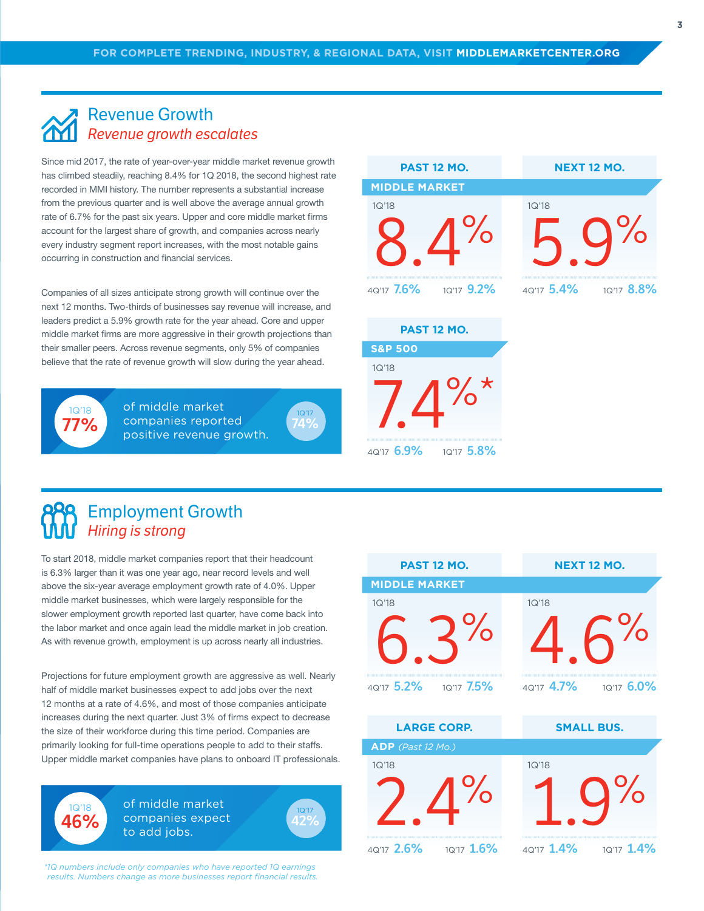FOR COMPLETE TRENDING, INDUSTRY, & REGIONAL DATA, VISIT **MIDDLEMARKETCENTER.ORG**

## Revenue Growth

*Revenue growth escalates*

Since mid 2017, the rate of year-over-year middle market revenue growth has climbed steadily, reaching 8.4% for 1Q 2018, the second highest rate recorded in MMI history. The number represents a substantial increase from the previous quarter and is well above the average annual growth rate of 6.7% for the past six years. Upper and core middle market firms account for the largest share of growth, and companies across nearly every industry segment report increases, with the most notable gains occurring in construction and financial services.

Companies of all sizes anticipate strong growth will continue over the next 12 months. Two-thirds of businesses say revenue will increase, and leaders predict a 5.9% growth rate for the year ahead. Core and upper middle market firms are more aggressive in their growth projections than their smaller peers. Across revenue segments, only 5% of companies believe that the rate of revenue growth will slow during the year ahead.

**1Q'18 77%** of middle market companies reported positive revenue growth. (1Q'17 74%)

| | PAST 12 MO. | NEXT 12 MO. |
|---|---|---|
| **MIDDLE MARKET** 1Q'18 | 8.4% | 5.9% |
| 4Q'17 | 7.6% | 5.4% |
| 1Q'17 | 9.2% | 8.8% |

| | PAST 12 MO. |
|---|---|
| **S&P 500** 1Q'18 | 7.4%* |
| 4Q'17 | 6.9% |
| 1Q'17 | 5.8% |

## Employment Growth

*Hiring is strong*

To start 2018, middle market companies report that their headcount is 6.3% larger than it was one year ago, near record levels and well above the six-year average employment growth rate of 4.0%. Upper middle market businesses, which were largely responsible for the slower employment growth reported last quarter, have come back into the labor market and once again lead the middle market in job creation. As with revenue growth, employment is up across nearly all industries.

Projections for future employment growth are aggressive as well. Nearly half of middle market businesses expect to add jobs over the next 12 months at a rate of 4.6%, and most of those companies anticipate increases during the next quarter. Just 3% of firms expect to decrease the size of their workforce during this time period. Companies are primarily looking for full-time operations people to add to their staffs. Upper middle market companies have plans to onboard IT professionals.

**1Q'18 46%** of middle market companies expect to add jobs. (1Q'17 42%)

| | PAST 12 MO. | NEXT 12 MO. |
|---|---|---|
| **MIDDLE MARKET** 1Q'18 | 6.3% | 4.6% |
| 4Q'17 | 5.2% | 4.7% |
| 1Q'17 | 7.5% | 6.0% |

| | LARGE CORP. | SMALL BUS. |
|---|---|---|
| **ADP** *(Past 12 Mo.)* 1Q'18 | 2.4% | 1.9% |
| 4Q'17 | 2.6% | 1.4% |
| 1Q'17 | 1.6% | 1.4% |

*\*1Q numbers include only companies who have reported 1Q earnings results. Numbers change as more businesses report financial results.*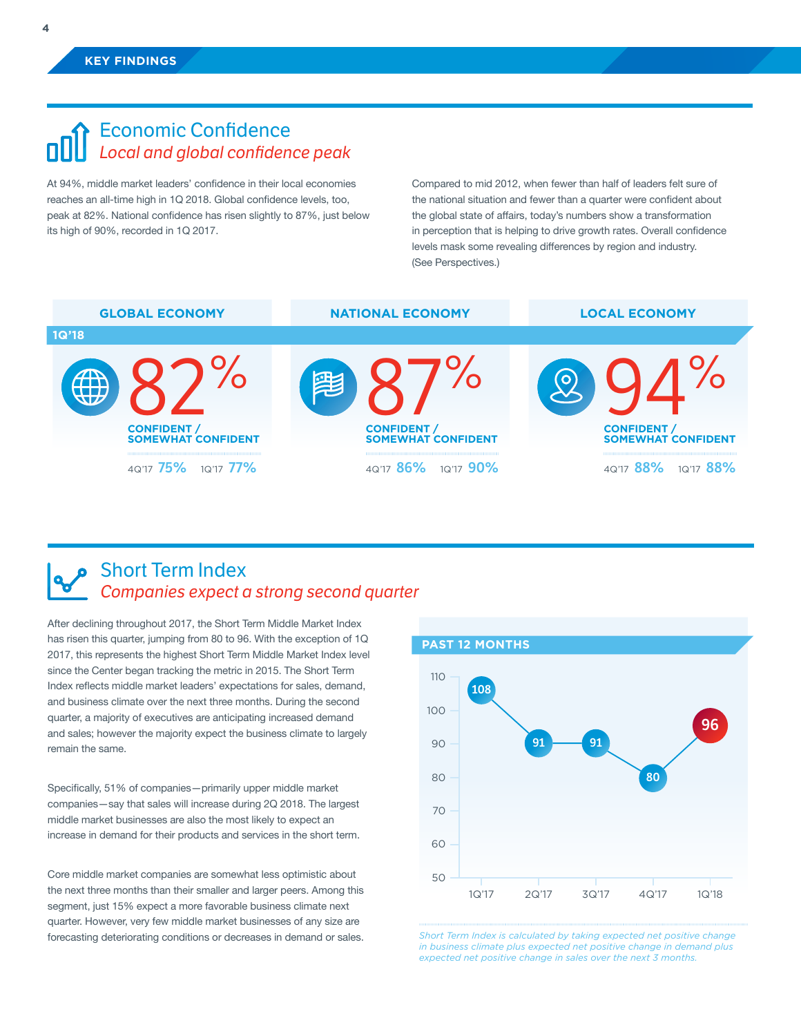## KEY FINDINGS

## Economic Confidence

*Local and global confidence peak*

At 94%, middle market leaders' confidence in their local economies reaches an all-time high in 1Q 2018. Global confidence levels, too, peak at 82%. National confidence has risen slightly to 87%, just below its high of 90%, recorded in 1Q 2017.

Compared to mid 2012, when fewer than half of leaders felt sure of the national situation and fewer than a quarter were confident about the global state of affairs, today's numbers show a transformation in perception that is helping to drive growth rates. Overall confidence levels mask some revealing differences by region and industry. (See Perspectives.)

| | GLOBAL ECONOMY | NATIONAL ECONOMY | LOCAL ECONOMY |
|---|---|---|---|
| 1Q'18 (Confident / Somewhat confident) | 82% | 87% | 94% |
| 4Q'17 | 75% | 86% | 88% |
| 1Q'17 | 77% | 90% | 88% |

## Short Term Index

*Companies expect a strong second quarter*

After declining throughout 2017, the Short Term Middle Market Index has risen this quarter, jumping from 80 to 96. With the exception of 1Q 2017, this represents the highest Short Term Middle Market Index level since the Center began tracking the metric in 2015. The Short Term Index reflects middle market leaders' expectations for sales, demand, and business climate over the next three months. During the second quarter, a majority of executives are anticipating increased demand and sales; however the majority expect the business climate to largely remain the same.

Specifically, 51% of companies—primarily upper middle market companies—say that sales will increase during 2Q 2018. The largest middle market businesses are also the most likely to expect an increase in demand for their products and services in the short term.

Core middle market companies are somewhat less optimistic about the next three months than their smaller and larger peers. Among this segment, just 15% expect a more favorable business climate next quarter. However, very few middle market businesses of any size are forecasting deteriorating conditions or decreases in demand or sales.

**PAST 12 MONTHS**

| 1Q'17 | 2Q'17 | 3Q'17 | 4Q'17 | 1Q'18 |
|---|---|---|---|---|
| 108 | 91 | 91 | 80 | 96 |

*Short Term Index is calculated by taking expected net positive change in business climate plus expected net positive change in demand plus expected net positive change in sales over the next 3 months.*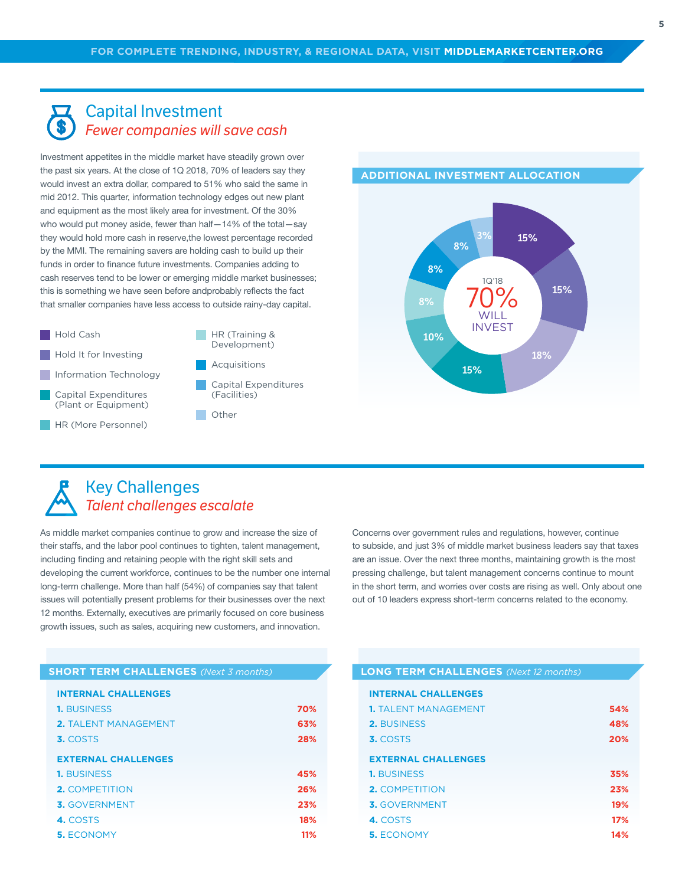## Capital Investment

*Fewer companies will save cash*

Investment appetites in the middle market have steadily grown over the past six years. At the close of 1Q 2018, 70% of leaders say they would invest an extra dollar, compared to 51% who said the same in mid 2012. This quarter, information technology edges out new plant and equipment as the most likely area for investment. Of the 30% who would put money aside, fewer than half—14% of the total—say they would hold more cash in reserve,the lowest percentage recorded by the MMI. The remaining savers are holding cash to build up their funds in order to finance future investments. Companies adding to cash reserves tend to be lower or emerging middle market businesses; this is something we have seen before andprobably reflects the fact that smaller companies have less access to outside rainy-day capital.

**ADDITIONAL INVESTMENT ALLOCATION**

1Q'18 70% WILL INVEST

| Category | Share |
|---|---|
| Hold Cash | 15% |
| Hold It for Investing | 15% |
| Information Technology | 18% |
| Capital Expenditures (Plant or Equipment) | 15% |
| HR (More Personnel) | 10% |
| HR (Training & Development) | 8% |
| Acquisitions | 8% |
| Capital Expenditures (Facilities) | 8% |
| Other | 3% |

## Key Challenges

*Talent challenges escalate*

As middle market companies continue to grow and increase the size of their staffs, and the labor pool continues to tighten, talent management, including finding and retaining people with the right skill sets and developing the current workforce, continues to be the number one internal long-term challenge. More than half (54%) of companies say that talent issues will potentially present problems for their businesses over the next 12 months. Externally, executives are primarily focused on core business growth issues, such as sales, acquiring new customers, and innovation.

Concerns over government rules and regulations, however, continue to subside, and just 3% of middle market business leaders say that taxes are an issue. Over the next three months, maintaining growth is the most pressing challenge, but talent management concerns continue to mount in the short term, and worries over costs are rising as well. Only about one out of 10 leaders express short-term concerns related to the economy.

**SHORT TERM CHALLENGES** *(Next 3 months)*

| INTERNAL CHALLENGES | |
|---|---|
| 1. BUSINESS | 70% |
| 2. TALENT MANAGEMENT | 63% |
| 3. COSTS | 28% |
| **EXTERNAL CHALLENGES** | |
| 1. BUSINESS | 45% |
| 2. COMPETITION | 26% |
| 3. GOVERNMENT | 23% |
| 4. COSTS | 18% |
| 5. ECONOMY | 11% |

**LONG TERM CHALLENGES** *(Next 12 months)*

| INTERNAL CHALLENGES | |
|---|---|
| 1. TALENT MANAGEMENT | 54% |
| 2. BUSINESS | 48% |
| 3. COSTS | 20% |
| **EXTERNAL CHALLENGES** | |
| 1. BUSINESS | 35% |
| 2. COMPETITION | 23% |
| 3. GOVERNMENT | 19% |
| 4. COSTS | 17% |
| 5. ECONOMY | 14% |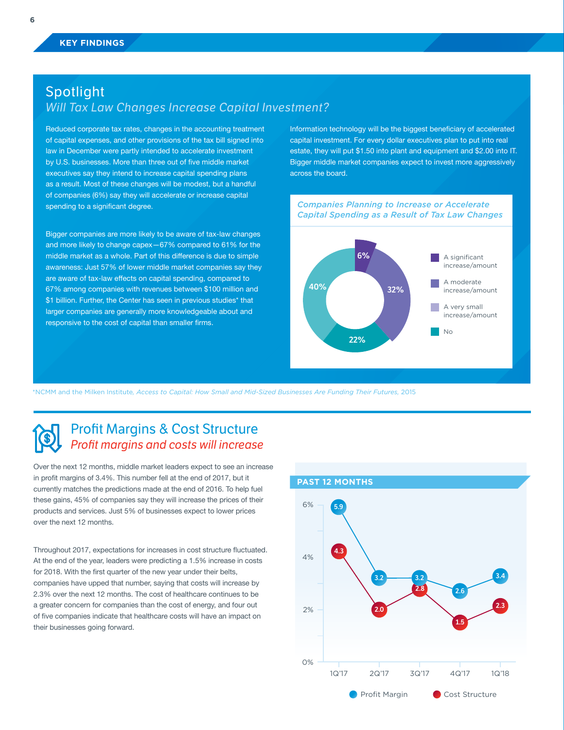## KEY FINDINGS

## Spotlight

### *Will Tax Law Changes Increase Capital Investment?*

Reduced corporate tax rates, changes in the accounting treatment of capital expenses, and other provisions of the tax bill signed into law in December were partly intended to accelerate investment by U.S. businesses. More than three out of five middle market executives say they intend to increase capital spending plans as a result. Most of these changes will be modest, but a handful of companies (6%) say they will accelerate or increase capital spending to a significant degree.

Bigger companies are more likely to be aware of tax-law changes and more likely to change capex—67% compared to 61% for the middle market as a whole. Part of this difference is due to simple awareness: Just 57% of lower middle market companies say they are aware of tax-law effects on capital spending, compared to 67% among companies with revenues between $100 million and $1 billion. Further, the Center has seen in previous studies* that larger companies are generally more knowledgeable about and responsive to the cost of capital than smaller firms.

Information technology will be the biggest beneficiary of accelerated capital investment. For every dollar executives plan to put into real estate, they will put $1.50 into plant and equipment and $2.00 into IT. Bigger middle market companies expect to invest more aggressively across the board.

***Companies Planning to Increase or Accelerate Capital Spending as a Result of Tax Law Changes***

| Response | Share |
| --- | --- |
| A significant increase/amount | 6% |
| A moderate increase/amount | 32% |
| A very small increase/amount | 22% |
| No | 40% |

*NCMM and the Milken Institute, *Access to Capital: How Small and Mid-Sized Businesses Are Funding Their Futures*, 2015

## Profit Margins & Cost Structure

### *Profit margins and costs will increase*

Over the next 12 months, middle market leaders expect to see an increase in profit margins of 3.4%. This number fell at the end of 2017, but it currently matches the predictions made at the end of 2016. To help fuel these gains, 45% of companies say they will increase the prices of their products and services. Just 5% of businesses expect to lower prices over the next 12 months.

Throughout 2017, expectations for increases in cost structure fluctuated. At the end of the year, leaders were predicting a 1.5% increase in costs for 2018. With the first quarter of the new year under their belts, companies have upped that number, saying that costs will increase by 2.3% over the next 12 months. The cost of healthcare continues to be a greater concern for companies than the cost of energy, and four out of five companies indicate that healthcare costs will have an impact on their businesses going forward.

**PAST 12 MONTHS**

| | 1Q'17 | 2Q'17 | 3Q'17 | 4Q'17 | 1Q'18 |
| --- | --- | --- | --- | --- | --- |
| Profit Margin | 5.9 | 3.2 | 3.2 | 2.6 | 3.4 |
| Cost Structure | 4.3 | 2.0 | 2.8 | 1.5 | 2.3 |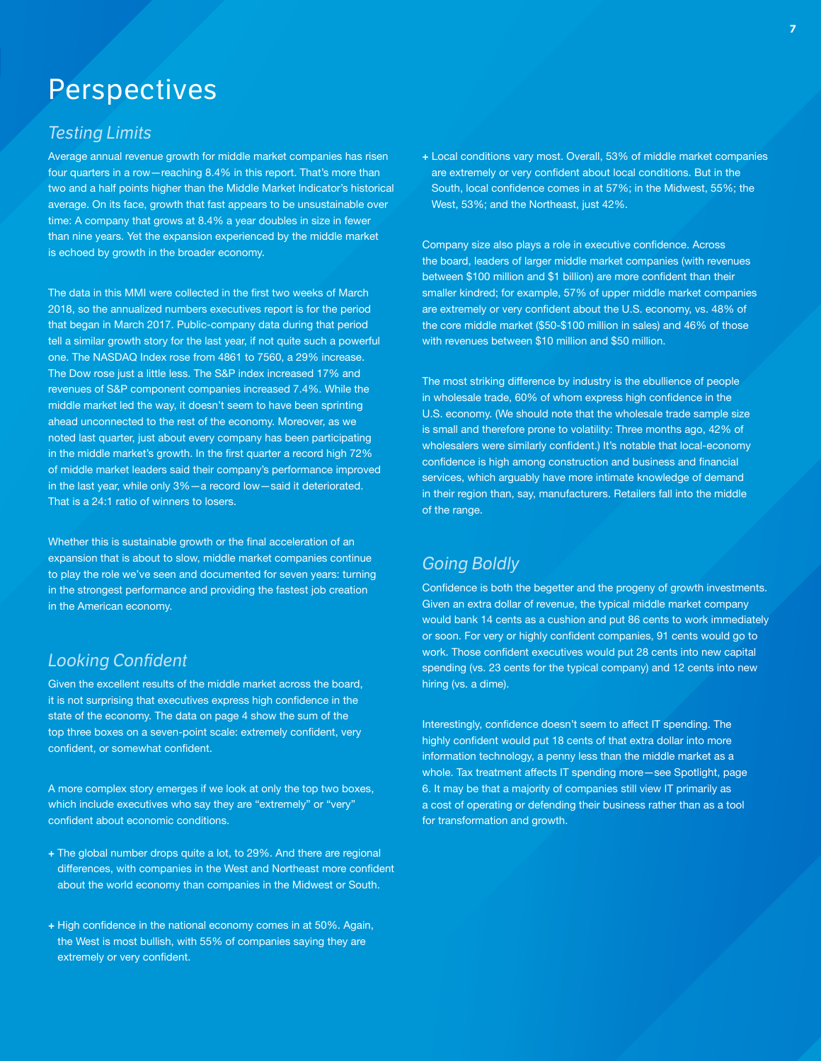# Perspectives

## *Testing Limits*

Average annual revenue growth for middle market companies has risen four quarters in a row—reaching 8.4% in this report. That's more than two and a half points higher than the Middle Market Indicator's historical average. On its face, growth that fast appears to be unsustainable over time: A company that grows at 8.4% a year doubles in size in fewer than nine years. Yet the expansion experienced by the middle market is echoed by growth in the broader economy.

The data in this MMI were collected in the first two weeks of March 2018, so the annualized numbers executives report is for the period that began in March 2017. Public-company data during that period tell a similar growth story for the last year, if not quite such a powerful one. The NASDAQ Index rose from 4861 to 7560, a 29% increase. The Dow rose just a little less. The S&P index increased 17% and revenues of S&P component companies increased 7.4%. While the middle market led the way, it doesn't seem to have been sprinting ahead unconnected to the rest of the economy. Moreover, as we noted last quarter, just about every company has been participating in the middle market's growth. In the first quarter a record high 72% of middle market leaders said their company's performance improved in the last year, while only 3%—a record low—said it deteriorated. That is a 24:1 ratio of winners to losers.

Whether this is sustainable growth or the final acceleration of an expansion that is about to slow, middle market companies continue to play the role we've seen and documented for seven years: turning in the strongest performance and providing the fastest job creation in the American economy.

## *Looking Confident*

Given the excellent results of the middle market across the board, it is not surprising that executives express high confidence in the state of the economy. The data on page 4 show the sum of the top three boxes on a seven-point scale: extremely confident, very confident, or somewhat confident.

A more complex story emerges if we look at only the top two boxes, which include executives who say they are "extremely" or "very" confident about economic conditions.

+ The global number drops quite a lot, to 29%. And there are regional differences, with companies in the West and Northeast more confident about the world economy than companies in the Midwest or South.

+ High confidence in the national economy comes in at 50%. Again, the West is most bullish, with 55% of companies saying they are extremely or very confident.

+ Local conditions vary most. Overall, 53% of middle market companies are extremely or very confident about local conditions. But in the South, local confidence comes in at 57%; in the Midwest, 55%; the West, 53%; and the Northeast, just 42%.

Company size also plays a role in executive confidence. Across the board, leaders of larger middle market companies (with revenues between $100 million and $1 billion) are more confident than their smaller kindred; for example, 57% of upper middle market companies are extremely or very confident about the U.S. economy, vs. 48% of the core middle market ($50-$100 million in sales) and 46% of those with revenues between $10 million and $50 million.

The most striking difference by industry is the ebullience of people in wholesale trade, 60% of whom express high confidence in the U.S. economy. (We should note that the wholesale trade sample size is small and therefore prone to volatility: Three months ago, 42% of wholesalers were similarly confident.) It's notable that local-economy confidence is high among construction and business and financial services, which arguably have more intimate knowledge of demand in their region than, say, manufacturers. Retailers fall into the middle of the range.

## *Going Boldly*

Confidence is both the begetter and the progeny of growth investments. Given an extra dollar of revenue, the typical middle market company would bank 14 cents as a cushion and put 86 cents to work immediately or soon. For very or highly confident companies, 91 cents would go to work. Those confident executives would put 28 cents into new capital spending (vs. 23 cents for the typical company) and 12 cents into new hiring (vs. a dime).

Interestingly, confidence doesn't seem to affect IT spending. The highly confident would put 18 cents of that extra dollar into more information technology, a penny less than the middle market as a whole. Tax treatment affects IT spending more—see Spotlight, page 6. It may be that a majority of companies still view IT primarily as a cost of operating or defending their business rather than as a tool for transformation and growth.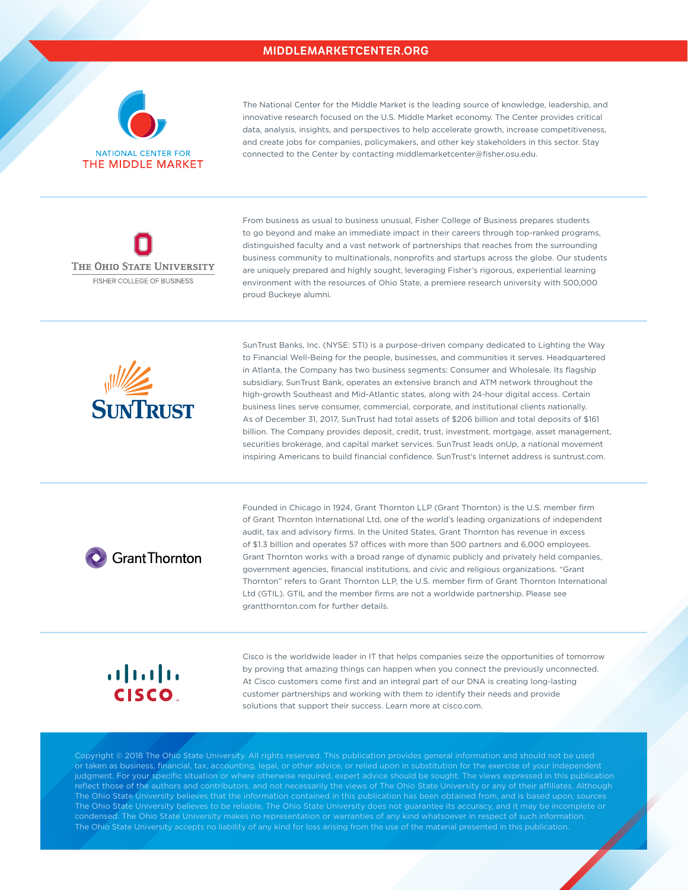MIDDLEMARKETCENTER.ORG

NATIONAL CENTER FOR THE MIDDLE MARKET

The National Center for the Middle Market is the leading source of knowledge, leadership, and innovative research focused on the U.S. Middle Market economy. The Center provides critical data, analysis, insights, and perspectives to help accelerate growth, increase competitiveness, and create jobs for companies, policymakers, and other key stakeholders in this sector. Stay connected to the Center by contacting middlemarketcenter@fisher.osu.edu.

THE OHIO STATE UNIVERSITY
FISHER COLLEGE OF BUSINESS

From business as usual to business unusual, Fisher College of Business prepares students to go beyond and make an immediate impact in their careers through top-ranked programs, distinguished faculty and a vast network of partnerships that reaches from the surrounding business community to multinationals, nonprofits and startups across the globe. Our students are uniquely prepared and highly sought, leveraging Fisher's rigorous, experiential learning environment with the resources of Ohio State, a premiere research university with 500,000 proud Buckeye alumni.

SUNTRUST

SunTrust Banks, Inc. (NYSE: STI) is a purpose-driven company dedicated to Lighting the Way to Financial Well-Being for the people, businesses, and communities it serves. Headquartered in Atlanta, the Company has two business segments: Consumer and Wholesale. Its flagship subsidiary, SunTrust Bank, operates an extensive branch and ATM network throughout the high-growth Southeast and Mid-Atlantic states, along with 24-hour digital access. Certain business lines serve consumer, commercial, corporate, and institutional clients nationally. As of December 31, 2017, SunTrust had total assets of $206 billion and total deposits of $161 billion. The Company provides deposit, credit, trust, investment, mortgage, asset management, securities brokerage, and capital market services. SunTrust leads onUp, a national movement inspiring Americans to build financial confidence. SunTrust's Internet address is suntrust.com.

Grant Thornton

Founded in Chicago in 1924, Grant Thornton LLP (Grant Thornton) is the U.S. member firm of Grant Thornton International Ltd, one of the world's leading organizations of independent audit, tax and advisory firms. In the United States, Grant Thornton has revenue in excess of $1.3 billion and operates 57 offices with more than 500 partners and 6,000 employees. Grant Thornton works with a broad range of dynamic publicly and privately held companies, government agencies, financial institutions, and civic and religious organizations. "Grant Thornton" refers to Grant Thornton LLP, the U.S. member firm of Grant Thornton International Ltd (GTIL). GTIL and the member firms are not a worldwide partnership. Please see grantthornton.com for further details.

CISCO

Cisco is the worldwide leader in IT that helps companies seize the opportunities of tomorrow by proving that amazing things can happen when you connect the previously unconnected. At Cisco customers come first and an integral part of our DNA is creating long-lasting customer partnerships and working with them to identify their needs and provide solutions that support their success. Learn more at cisco.com.

Copyright © 2018 The Ohio State University. All rights reserved. This publication provides general information and should not be used or taken as business, financial, tax, accounting, legal, or other advice, or relied upon in substitution for the exercise of your independent judgment. For your specific situation or where otherwise required, expert advice should be sought. The views expressed in this publication reflect those of the authors and contributors, and not necessarily the views of The Ohio State University or any of their affiliates. Although The Ohio State University believes that the information contained in this publication has been obtained from, and is based upon, sources The Ohio State University believes to be reliable, The Ohio State University does not guarantee its accuracy, and it may be incomplete or condensed. The Ohio State University makes no representation or warranties of any kind whatsoever in respect of such information. The Ohio State University accepts no liability of any kind for loss arising from the use of the material presented in this publication.